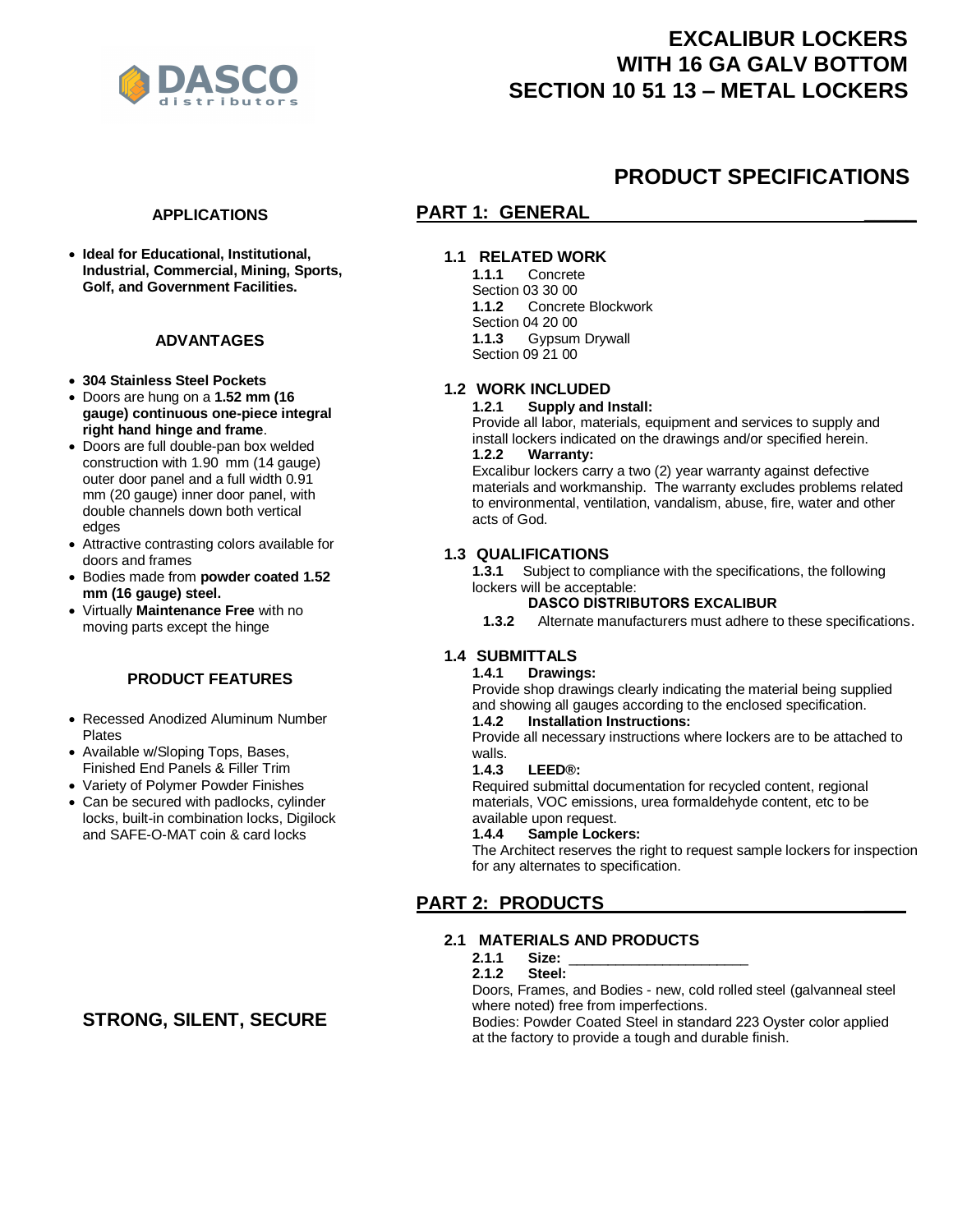# EXCALIBUR LOCKERS WITH 16 GA GALV BOTTOM SECTION 10 51 13 – METAL LOCKERS

DASCO distributors

## PRODUCT SPECIFICATIONS

### APPLICATIONS

- **Ideal for Educational, Institutional, Industrial, Commercial, Mining, Sports, Golf, and Government Facilities.**

### ADVANTAGES

- **304 Stainless Steel Pockets**
- Doors are hung on a **1.52 mm (16 gauge) continuous one-piece integral right hand hinge and frame**.
- Doors are full double-pan box welded construction with 1.90 mm (14 gauge) outer door panel and a full width 0.91 mm (20 gauge) inner door panel, with double channels down both vertical edges
- Attractive contrasting colors available for doors and frames
- Bodies made from **powder coated 1.52 mm (16 gauge) steel.**
- Virtually **Maintenance Free** with no moving parts except the hinge

### PRODUCT FEATURES

- Recessed Anodized Aluminum Number Plates
- Available w/Sloping Tops, Bases, Finished End Panels & Filler Trim
- Variety of Polymer Powder Finishes
- Can be secured with padlocks, cylinder locks, built-in combination locks, Digilock and SAFE-O-MAT coin & card locks

**STRONG, SILENT, SECURE**

## PART 1: GENERAL

### 1.1 RELATED WORK

**1.1.1** Concrete
Section 03 30 00

**1.1.2** Concrete Blockwork
Section 04 20 00

**1.1.3** Gypsum Drywall
Section 09 21 00

### 1.2 WORK INCLUDED

**1.2.1 Supply and Install:**
Provide all labor, materials, equipment and services to supply and install lockers indicated on the drawings and/or specified herein.

**1.2.2 Warranty:**
Excalibur lockers carry a two (2) year warranty against defective materials and workmanship. The warranty excludes problems related to environmental, ventilation, vandalism, abuse, fire, water and other acts of God.

### 1.3 QUALIFICATIONS

**1.3.1** Subject to compliance with the specifications, the following lockers will be acceptable:
**DASCO DISTRIBUTORS EXCALIBUR**

**1.3.2** Alternate manufacturers must adhere to these specifications.

### 1.4 SUBMITTALS

**1.4.1 Drawings:**
Provide shop drawings clearly indicating the material being supplied and showing all gauges according to the enclosed specification.

**1.4.2 Installation Instructions:**
Provide all necessary instructions where lockers are to be attached to walls.

**1.4.3 LEED®:**
Required submittal documentation for recycled content, regional materials, VOC emissions, urea formaldehyde content, etc to be available upon request.

**1.4.4 Sample Lockers:**
The Architect reserves the right to request sample lockers for inspection for any alternates to specification.

## PART 2: PRODUCTS

### 2.1 MATERIALS AND PRODUCTS

**2.1.1 Size:** ______________________

**2.1.2 Steel:**
Doors, Frames, and Bodies - new, cold rolled steel (galvanneal steel where noted) free from imperfections.
Bodies: Powder Coated Steel in standard 223 Oyster color applied at the factory to provide a tough and durable finish.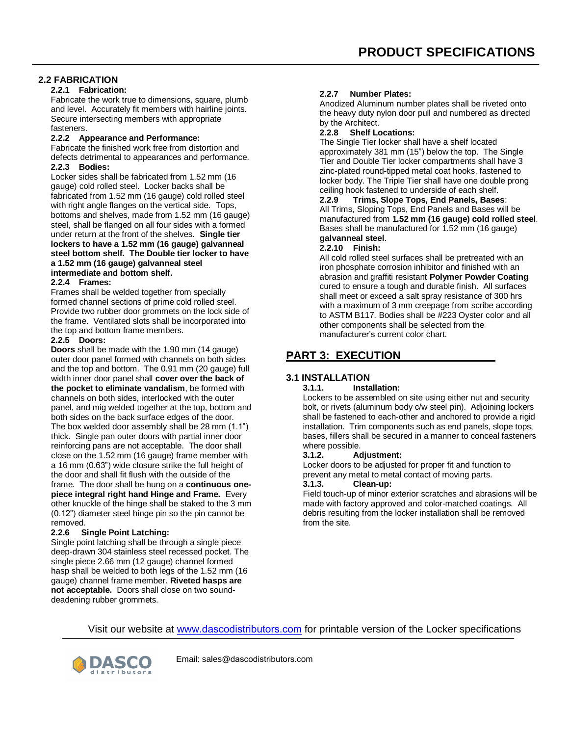# PRODUCT SPECIFICATIONS

## 2.2 FABRICATION

### 2.2.1 Fabrication:

Fabricate the work true to dimensions, square, plumb and level. Accurately fit members with hairline joints. Secure intersecting members with appropriate fasteners.

### 2.2.2 Appearance and Performance:

Fabricate the finished work free from distortion and defects detrimental to appearances and performance.

### 2.2.3 Bodies:

Locker sides shall be fabricated from 1.52 mm (16 gauge) cold rolled steel. Locker backs shall be fabricated from 1.52 mm (16 gauge) cold rolled steel with right angle flanges on the vertical side. Tops, bottoms and shelves, made from 1.52 mm (16 gauge) steel, shall be flanged on all four sides with a formed under return at the front of the shelves. **Single tier lockers to have a 1.52 mm (16 gauge) galvanneal steel bottom shelf. The Double tier locker to have a 1.52 mm (16 gauge) galvanneal steel intermediate and bottom shelf.**

### 2.2.4 Frames:

Frames shall be welded together from specially formed channel sections of prime cold rolled steel. Provide two rubber door grommets on the lock side of the frame. Ventilated slots shall be incorporated into the top and bottom frame members.

### 2.2.5 Doors:

**Doors** shall be made with the 1.90 mm (14 gauge) outer door panel formed with channels on both sides and the top and bottom. The 0.91 mm (20 gauge) full width inner door panel shall **cover over the back of the pocket to eliminate vandalism**, be formed with channels on both sides, interlocked with the outer panel, and mig welded together at the top, bottom and both sides on the back surface edges of the door. The box welded door assembly shall be 28 mm (1.1") thick. Single pan outer doors with partial inner door reinforcing pans are not acceptable. The door shall close on the 1.52 mm (16 gauge) frame member with a 16 mm (0.63") wide closure strike the full height of the door and shall fit flush with the outside of the frame. The door shall be hung on a **continuous one-piece integral right hand Hinge and Frame.** Every other knuckle of the hinge shall be staked to the 3 mm (0.12") diameter steel hinge pin so the pin cannot be removed.

### 2.2.6 Single Point Latching:

Single point latching shall be through a single piece deep-drawn 304 stainless steel recessed pocket. The single piece 2.66 mm (12 gauge) channel formed hasp shall be welded to both legs of the 1.52 mm (16 gauge) channel frame member. **Riveted hasps are not acceptable.** Doors shall close on two sound-deadening rubber grommets.

### 2.2.7 Number Plates:

Anodized Aluminum number plates shall be riveted onto the heavy duty nylon door pull and numbered as directed by the Architect.

### 2.2.8 Shelf Locations:

The Single Tier locker shall have a shelf located approximately 381 mm (15") below the top. The Single Tier and Double Tier locker compartments shall have 3 zinc-plated round-tipped metal coat hooks, fastened to locker body. The Triple Tier shall have one double prong ceiling hook fastened to underside of each shelf.

### 2.2.9 Trims, Slope Tops, End Panels, Bases:

All Trims, Sloping Tops, End Panels and Bases will be manufactured from **1.52 mm (16 gauge) cold rolled steel**. Bases shall be manufactured for 1.52 mm (16 gauge) **galvanneal steel**.

### 2.2.10 Finish:

All cold rolled steel surfaces shall be pretreated with an iron phosphate corrosion inhibitor and finished with an abrasion and graffiti resistant **Polymer Powder Coating** cured to ensure a tough and durable finish. All surfaces shall meet or exceed a salt spray resistance of 300 hrs with a maximum of 3 mm creepage from scribe according to ASTM B117. Bodies shall be #223 Oyster color and all other components shall be selected from the manufacturer's current color chart.

# PART 3: EXECUTION

## 3.1 INSTALLATION

### 3.1.1. Installation:

Lockers to be assembled on site using either nut and security bolt, or rivets (aluminum body c/w steel pin). Adjoining lockers shall be fastened to each-other and anchored to provide a rigid installation. Trim components such as end panels, slope tops, bases, fillers shall be secured in a manner to conceal fasteners where possible.

### 3.1.2. Adjustment:

Locker doors to be adjusted for proper fit and function to prevent any metal to metal contact of moving parts.

### 3.1.3. Clean-up:

Field touch-up of minor exterior scratches and abrasions will be made with factory approved and color-matched coatings. All debris resulting from the locker installation shall be removed from the site.

Visit our website at www.dascodistributors.com for printable version of the Locker specifications

DASCO distributors

Email: sales@dascodistributors.com